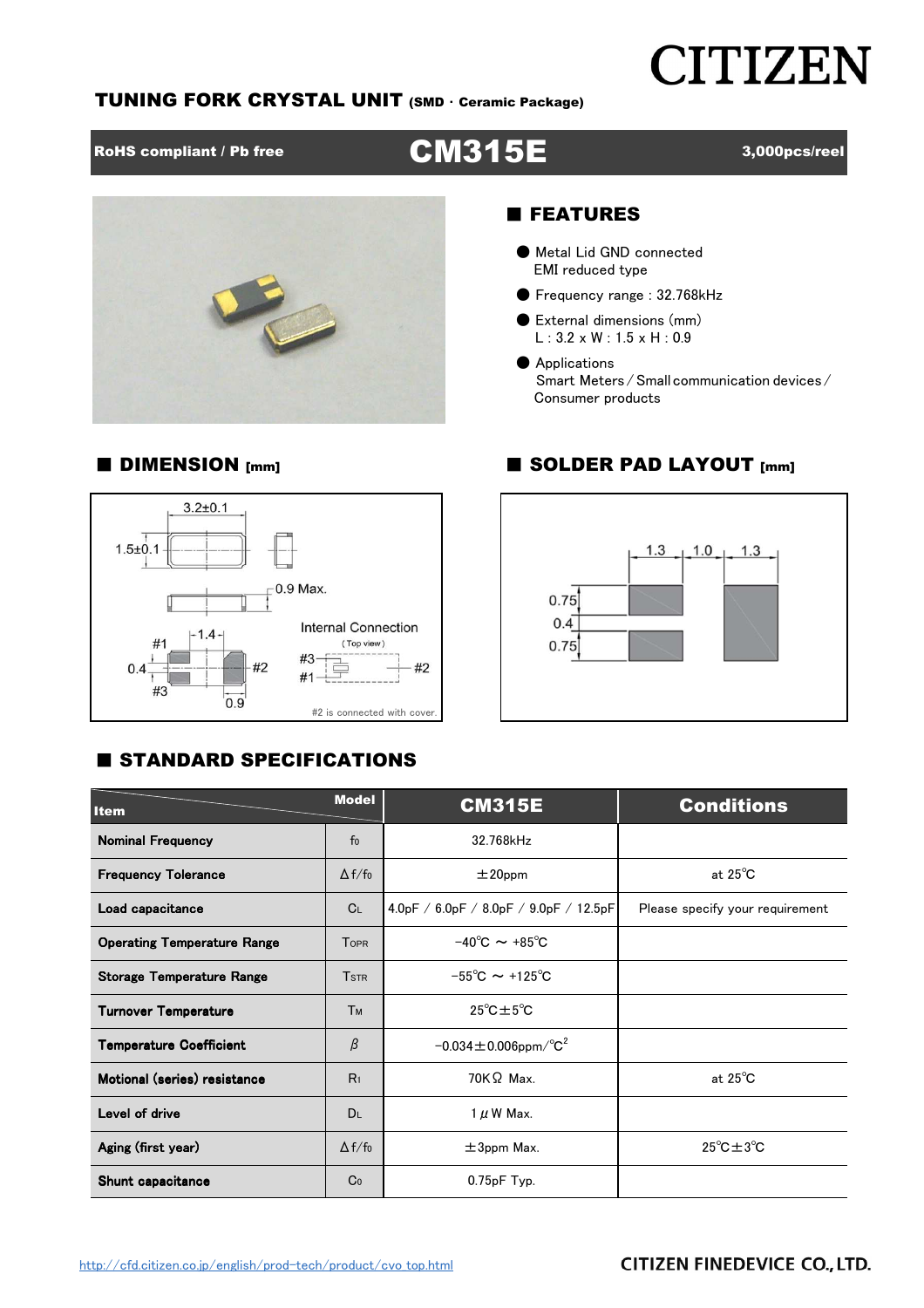CITIZEN

# TUNING FORK CRYSTAL UNIT (SMD · Ceramic Package)

**RoHS compliant / Pb free** | **CM315E** | **3,000pcs/reel**

## ■ FEATURES

- Metal Lid GND connected
  EMI reduced type
- Frequency range : 32.768kHz
- External dimensions (mm)
  L : 3.2 x W : 1.5 x H : 0.9
- Applications
  Smart Meters / Small communication devices / Consumer products

## ■ DIMENSION [mm]

3.2±0.1
1.5±0.1
0.9 Max.
1.4
#1
0.4
#2
#3
0.9
Internal Connection
(Top view)
#3
#1
#2
#2 is connected with cover.

## ■ SOLDER PAD LAYOUT [mm]

1.3 1.0 1.3
0.75
0.4
0.75

## ■ STANDARD SPECIFICATIONS

| Item | | CM315E | Conditions |
|---|---|---|---|
| Nominal Frequency | $f_0$ | 32.768kHz | |
| Frequency Tolerance | $\Delta f/f_0$ | ±20ppm | at 25℃ |
| Load capacitance | $C_L$ | 4.0pF / 6.0pF / 8.0pF / 9.0pF / 12.5pF | Please specify your requirement |
| Operating Temperature Range | $T_{OPR}$ | −40℃ ～ +85℃ | |
| Storage Temperature Range | $T_{STR}$ | −55℃ ～ +125℃ | |
| Turnover Temperature | $T_M$ | 25℃±5℃ | |
| Temperature Coefficient | $\beta$ | −0.034±0.006ppm/℃$^2$ | |
| Motional (series) resistance | $R_1$ | 70KΩ Max. | at 25℃ |
| Level of drive | $D_L$ | 1μW Max. | |
| Aging (first year) | $\Delta f/f_0$ | ±3ppm Max. | 25℃±3℃ |
| Shunt capacitance | $C_0$ | 0.75pF Typ. | |

http://cfd.citizen.co.jp/english/prod-tech/product/cvo_top.html

CITIZEN FINEDEVICE CO., LTD.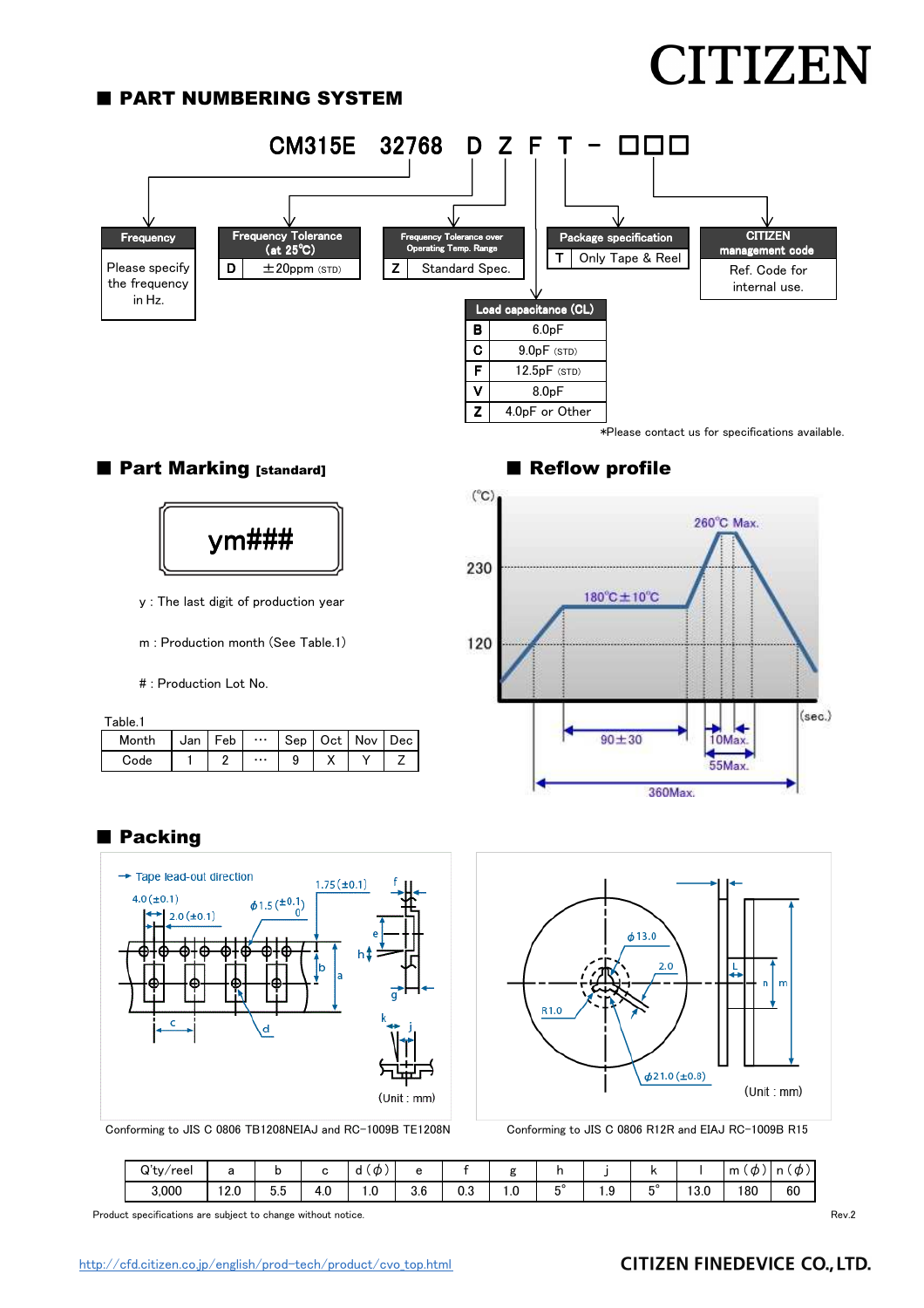CITIZEN

## ■ PART NUMBERING SYSTEM

CM315E 32768 D Z F T - □□□

**Frequency**
Please specify the frequency in Hz.

**Frequency Tolerance (at 25℃)**

| | |
|---|---|
| D | ±20ppm (STD) |

**Frequency Tolerance over Operating Temp. Range**

| | |
|---|---|
| Z | Standard Spec. |

**Load capacitance (CL)**

| | |
|---|---|
| B | 6.0pF |
| C | 9.0pF (STD) |
| F | 12.5pF (STD) |
| V | 8.0pF |
| Z | 4.0pF or Other |

**Package specification**

| | |
|---|---|
| T | Only Tape & Reel |

**CITIZEN management code**
Ref. Code for internal use.

*Please contact us for specifications available.

## ■ Part Marking [standard]

ym###

y : The last digit of production year

m : Production month (See Table.1)

# : Production Lot No.

Table.1

| Month | Jan | Feb | … | Sep | Oct | Nov | Dec |
|---|---|---|---|---|---|---|---|
| Code | 1 | 2 | … | 9 | X | Y | Z |

## ■ Reflow profile

(℃)
260℃ Max.
230
180℃±10℃
120
(sec.)
90±30
10Max.
55Max.
360Max.

## ■ Packing

Tape lead-out direction
4.0(±0.1)
2.0(±0.1)
φ1.5(+0.1/0)
1.75(±0.1)
f
e
h
b
a
g
c
d
k
j
(Unit : mm)

Conforming to JIS C 0806 TB1208NEIAJ and RC-1009B TE1208N

φ13.0
2.0
R1.0
φ21.0(±0.8)
L
n
m
(Unit : mm)

Conforming to JIS C 0806 R12R and EIAJ RC-1009B R15

| Q'ty/reel | a | b | c | d(φ) | e | f | g | h | j | k | l | m(φ) | n(φ) |
|---|---|---|---|---|---|---|---|---|---|---|---|---|---|
| 3,000 | 12.0 | 5.5 | 4.0 | 1.0 | 3.6 | 0.3 | 1.0 | 5° | 1.9 | 5° | 13.0 | 180 | 60 |

Product specifications are subject to change without notice.

Rev.2

http://cfd.citizen.co.jp/english/prod-tech/product/cvo_top.html

CITIZEN FINEDEVICE CO., LTD.